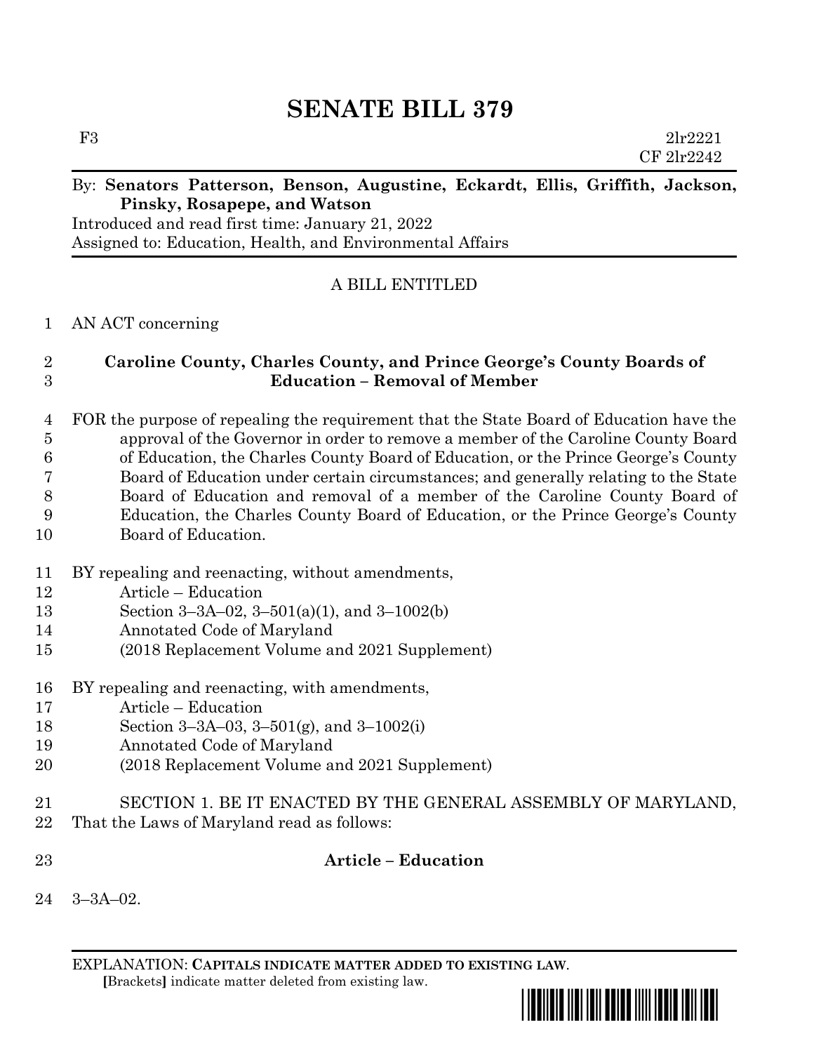# SENATE BILL 379

F3 2lr2221
CF 2lr2242

By: **Senators Patterson, Benson, Augustine, Eckardt, Ellis, Griffith, Jackson, Pinsky, Rosapepe, and Watson**
Introduced and read first time: January 21, 2022
Assigned to: Education, Health, and Environmental Affairs

A BILL ENTITLED

AN ACT concerning

**Caroline County, Charles County, and Prince George's County Boards of Education – Removal of Member**

FOR the purpose of repealing the requirement that the State Board of Education have the approval of the Governor in order to remove a member of the Caroline County Board of Education, the Charles County Board of Education, or the Prince George's County Board of Education under certain circumstances; and generally relating to the State Board of Education and removal of a member of the Caroline County Board of Education, the Charles County Board of Education, or the Prince George's County Board of Education.

BY repealing and reenacting, without amendments,
Article – Education
Section 3–3A–02, 3–501(a)(1), and 3–1002(b)
Annotated Code of Maryland
(2018 Replacement Volume and 2021 Supplement)

BY repealing and reenacting, with amendments,
Article – Education
Section 3–3A–03, 3–501(g), and 3–1002(i)
Annotated Code of Maryland
(2018 Replacement Volume and 2021 Supplement)

SECTION 1. BE IT ENACTED BY THE GENERAL ASSEMBLY OF MARYLAND, That the Laws of Maryland read as follows:

**Article – Education**

3–3A–02.

EXPLANATION: **CAPITALS INDICATE MATTER ADDED TO EXISTING LAW.**
[Brackets] indicate matter deleted from existing law.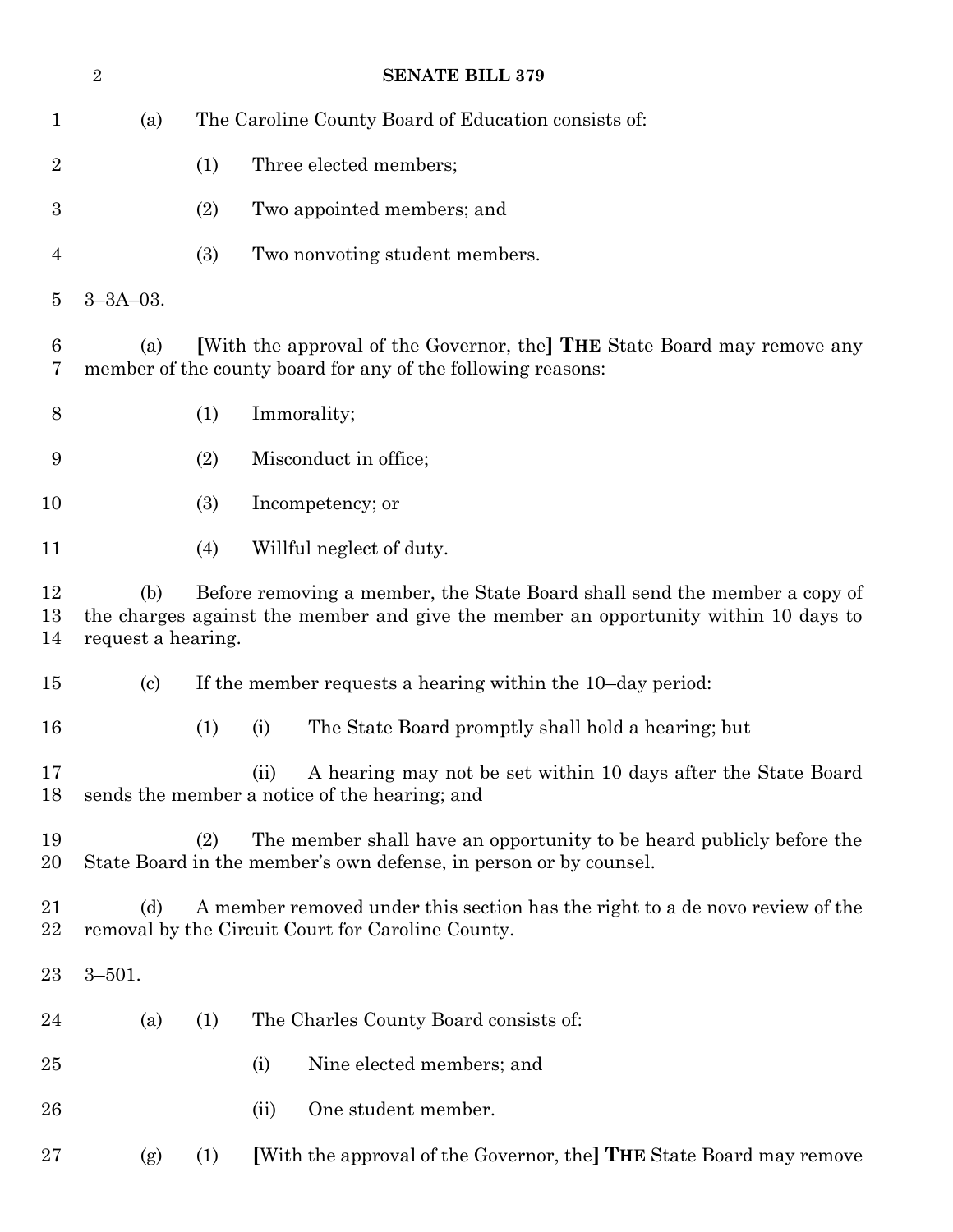(a) The Caroline County Board of Education consists of:

(1) Three elected members;

(2) Two appointed members; and

(3) Two nonvoting student members.

3–3A–03.

(a) [With the approval of the Governor, the] **THE** State Board may remove any member of the county board for any of the following reasons:

(1) Immorality;

(2) Misconduct in office;

(3) Incompetency; or

(4) Willful neglect of duty.

(b) Before removing a member, the State Board shall send the member a copy of the charges against the member and give the member an opportunity within 10 days to request a hearing.

(c) If the member requests a hearing within the 10–day period:

(1) (i) The State Board promptly shall hold a hearing; but

(ii) A hearing may not be set within 10 days after the State Board sends the member a notice of the hearing; and

(2) The member shall have an opportunity to be heard publicly before the State Board in the member's own defense, in person or by counsel.

(d) A member removed under this section has the right to a de novo review of the removal by the Circuit Court for Caroline County.

3–501.

(a) (1) The Charles County Board consists of:

(i) Nine elected members; and

(ii) One student member.

(g) (1) [With the approval of the Governor, the] **THE** State Board may remove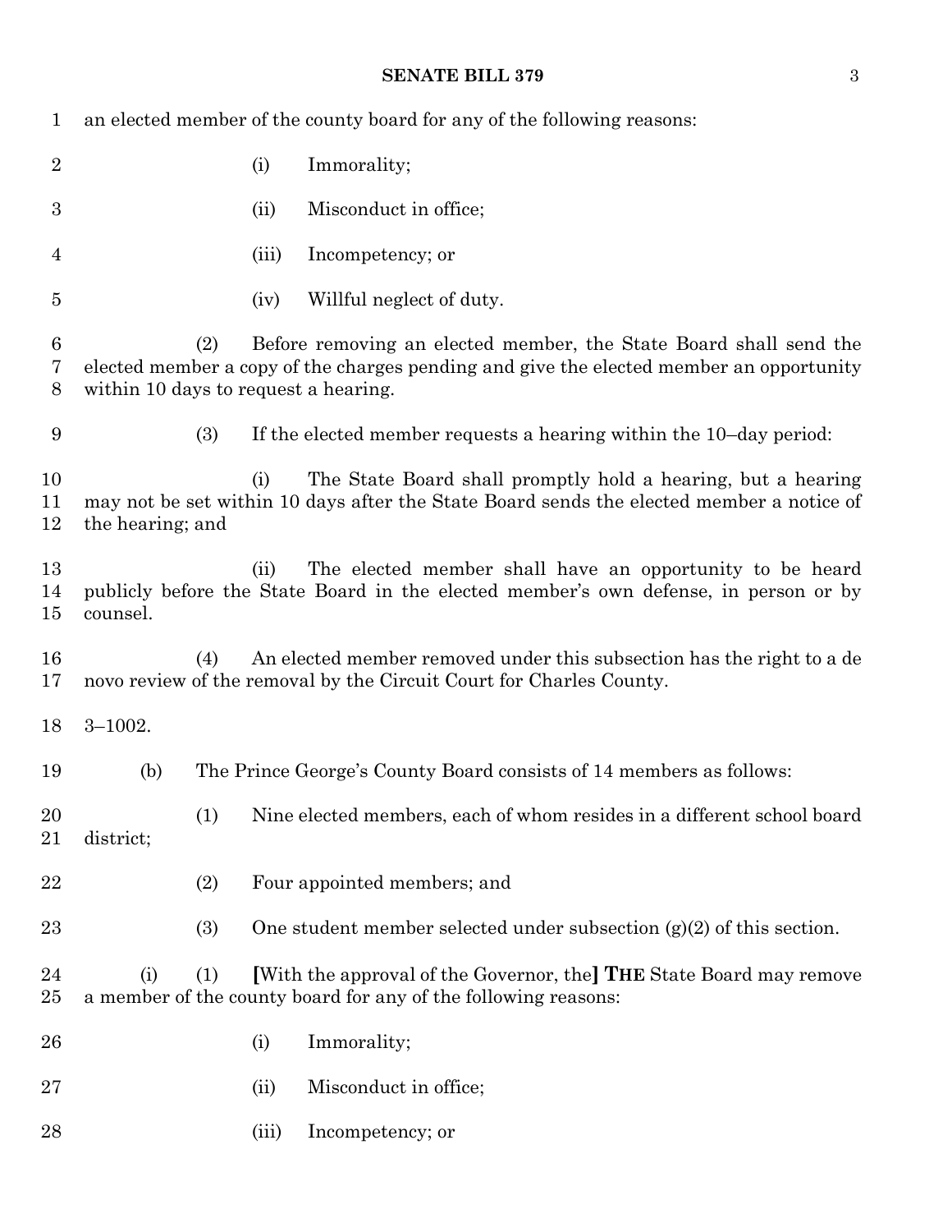an elected member of the county board for any of the following reasons:

(i) Immorality;

(ii) Misconduct in office;

(iii) Incompetency; or

(iv) Willful neglect of duty.

(2) Before removing an elected member, the State Board shall send the elected member a copy of the charges pending and give the elected member an opportunity within 10 days to request a hearing.

(3) If the elected member requests a hearing within the 10–day period:

(i) The State Board shall promptly hold a hearing, but a hearing may not be set within 10 days after the State Board sends the elected member a notice of the hearing; and

(ii) The elected member shall have an opportunity to be heard publicly before the State Board in the elected member's own defense, in person or by counsel.

(4) An elected member removed under this subsection has the right to a de novo review of the removal by the Circuit Court for Charles County.

3–1002.

(b) The Prince George's County Board consists of 14 members as follows:

(1) Nine elected members, each of whom resides in a different school board district;

(2) Four appointed members; and

(3) One student member selected under subsection (g)(2) of this section.

(i) (1) **[**With the approval of the Governor, the**]** **THE** State Board may remove a member of the county board for any of the following reasons:

(i) Immorality;

(ii) Misconduct in office;

(iii) Incompetency; or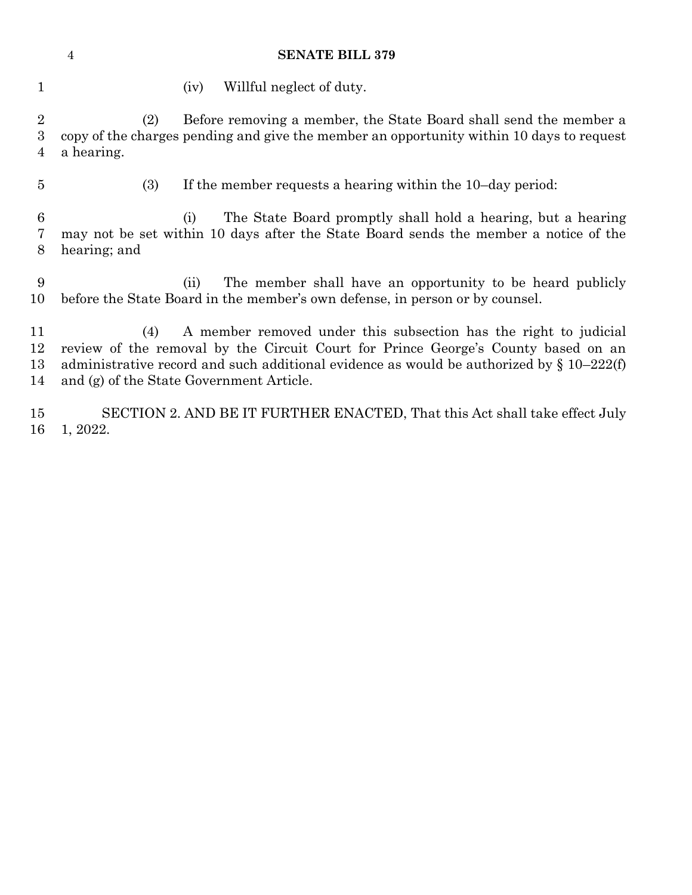(iv) Willful neglect of duty.

(2) Before removing a member, the State Board shall send the member a copy of the charges pending and give the member an opportunity within 10 days to request a hearing.

(3) If the member requests a hearing within the 10–day period:

(i) The State Board promptly shall hold a hearing, but a hearing may not be set within 10 days after the State Board sends the member a notice of the hearing; and

(ii) The member shall have an opportunity to be heard publicly before the State Board in the member's own defense, in person or by counsel.

(4) A member removed under this subsection has the right to judicial review of the removal by the Circuit Court for Prince George's County based on an administrative record and such additional evidence as would be authorized by § 10–222(f) and (g) of the State Government Article.

SECTION 2. AND BE IT FURTHER ENACTED, That this Act shall take effect July 1, 2022.